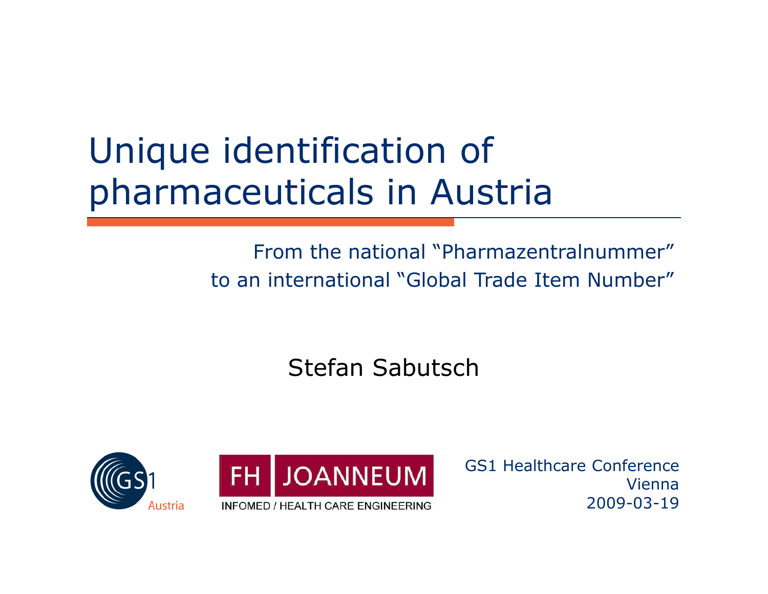# Unique identification of pharmaceuticals in Austria

From the national "Pharmazentralnummer"
to an international "Global Trade Item Number"

Stefan Sabutsch

GS1 Austria

FH JOANNEUM
INFOMED / HEALTH CARE ENGINEERING

GS1 Healthcare Conference
Vienna
2009-03-19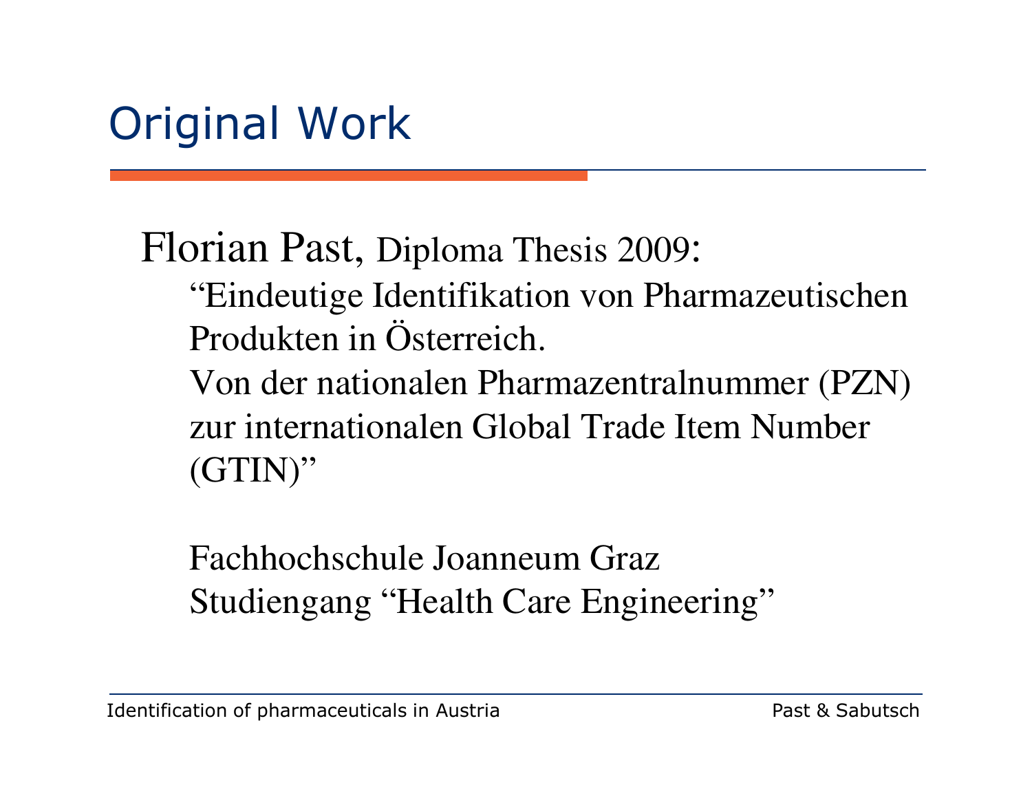# Original Work

Florian Past, Diploma Thesis 2009:

“Eindeutige Identifikation von Pharmazeutischen Produkten in Österreich.
Von der nationalen Pharmazentralnummer (PZN) zur internationalen Global Trade Item Number (GTIN)”

Fachhochschule Joanneum Graz
Studiengang “Health Care Engineering”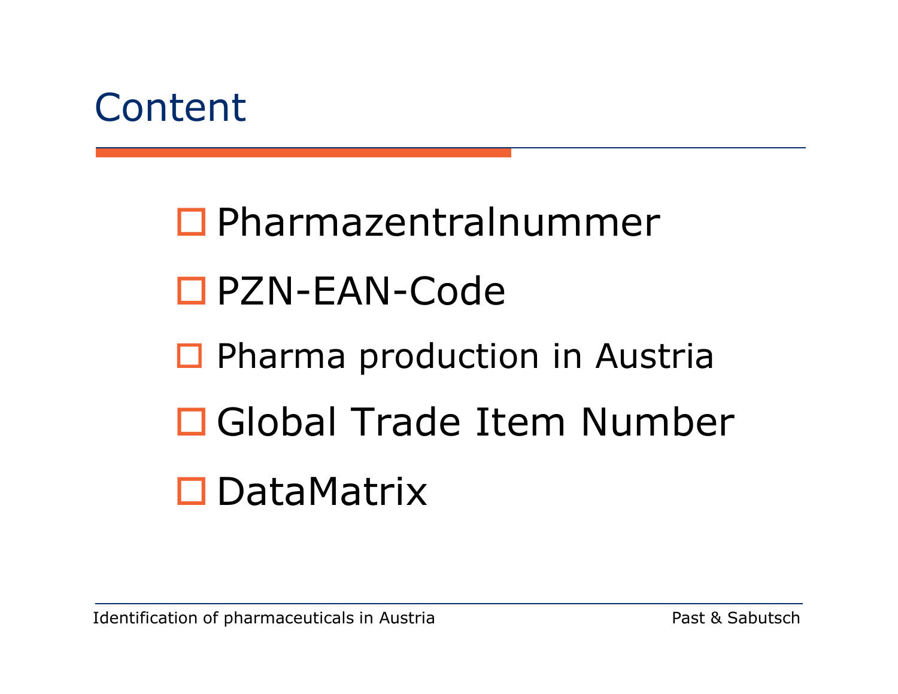# Content

- Pharmazentralnummer
- PZN-EAN-Code
- Pharma production in Austria
- Global Trade Item Number
- DataMatrix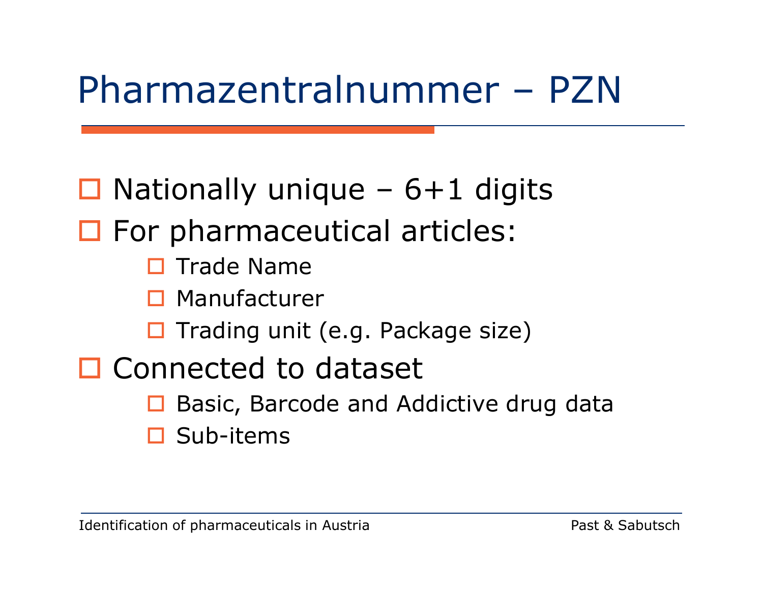# Pharmazentralnummer – PZN

- Nationally unique – 6+1 digits
- For pharmaceutical articles:
  - Trade Name
  - Manufacturer
  - Trading unit (e.g. Package size)
- Connected to dataset
  - Basic, Barcode and Addictive drug data
  - Sub-items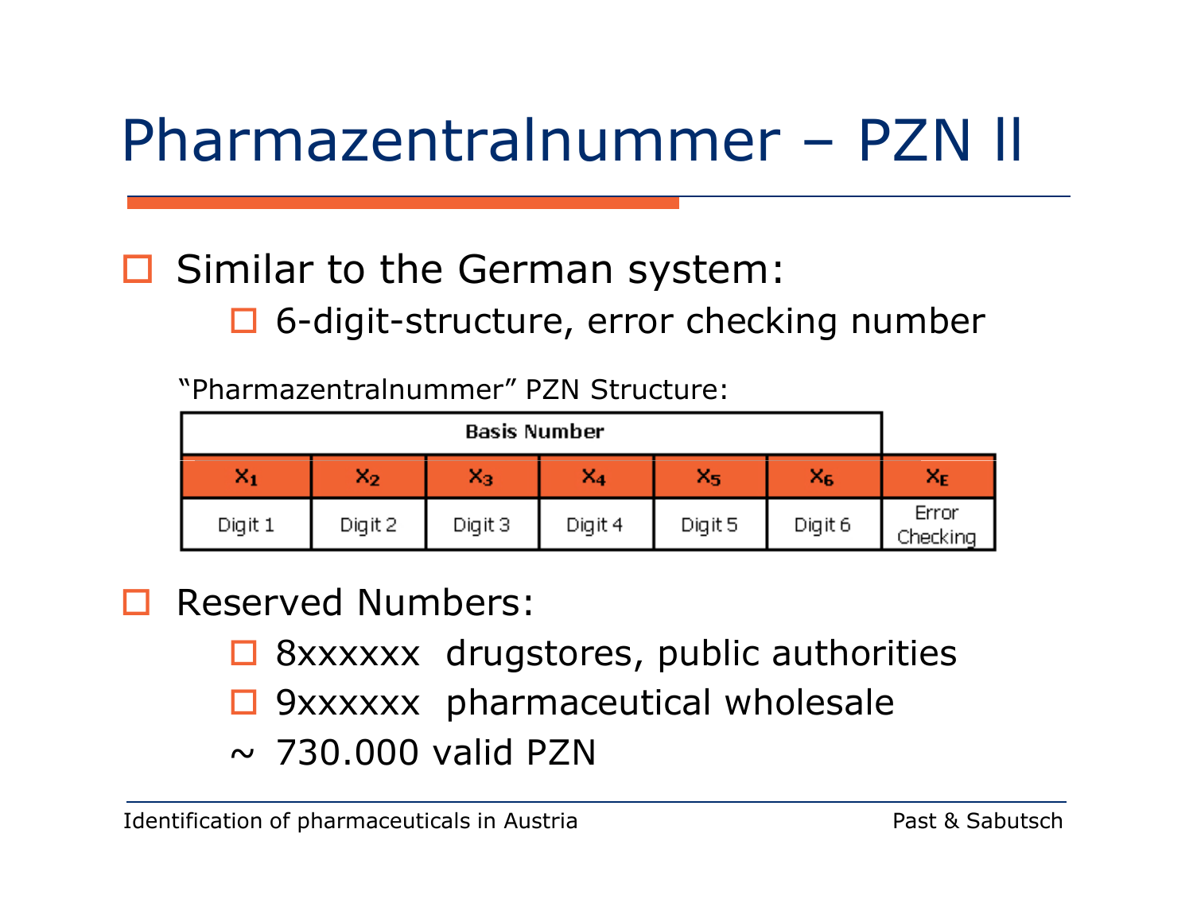# Pharmazentralnummer – PZN II

- Similar to the German system:
  - 6-digit-structure, error checking number

"Pharmazentralnummer" PZN Structure:

| Basis Number | | | | | | |
|---|---|---|---|---|---|---|
| $X_1$ | $X_2$ | $X_3$ | $X_4$ | $X_5$ | $X_6$ | $X_E$ |
| Digit 1 | Digit 2 | Digit 3 | Digit 4 | Digit 5 | Digit 6 | Error Checking |

- Reserved Numbers:
  - 8xxxxxx drugstores, public authorities
  - 9xxxxxx pharmaceutical wholesale
  - ~ 730.000 valid PZN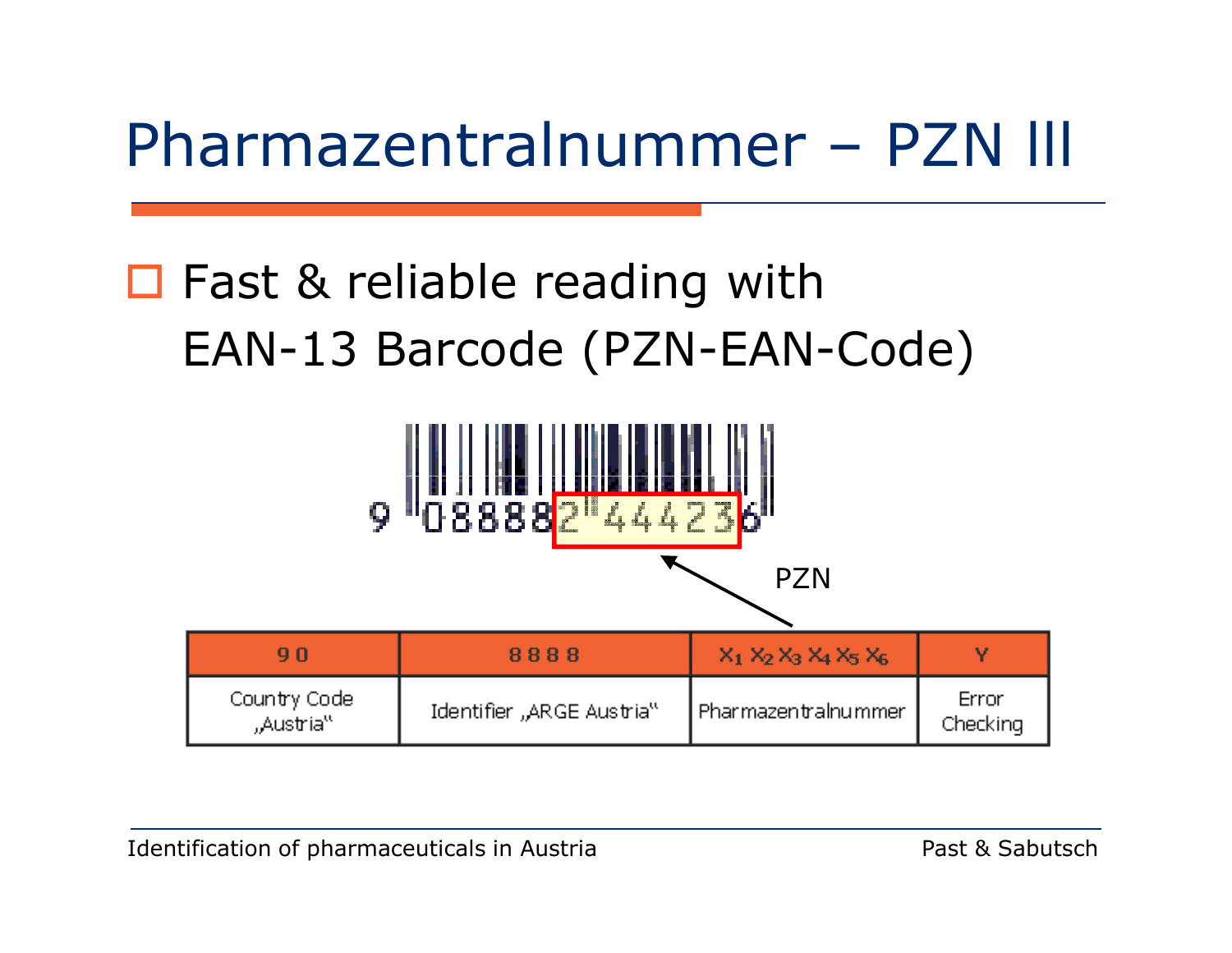# Pharmazentralnummer – PZN III

- Fast & reliable reading with EAN-13 Barcode (PZN-EAN-Code)

9 088882 444236

PZN

| 9 0 | 8 8 8 8 | $X_1 X_2 X_3 X_4 X_5 X_6$ | Y |
|---|---|---|---|
| Country Code „Austria“ | Identifier „ARGE Austria“ | Pharmazentralnummer | Error Checking |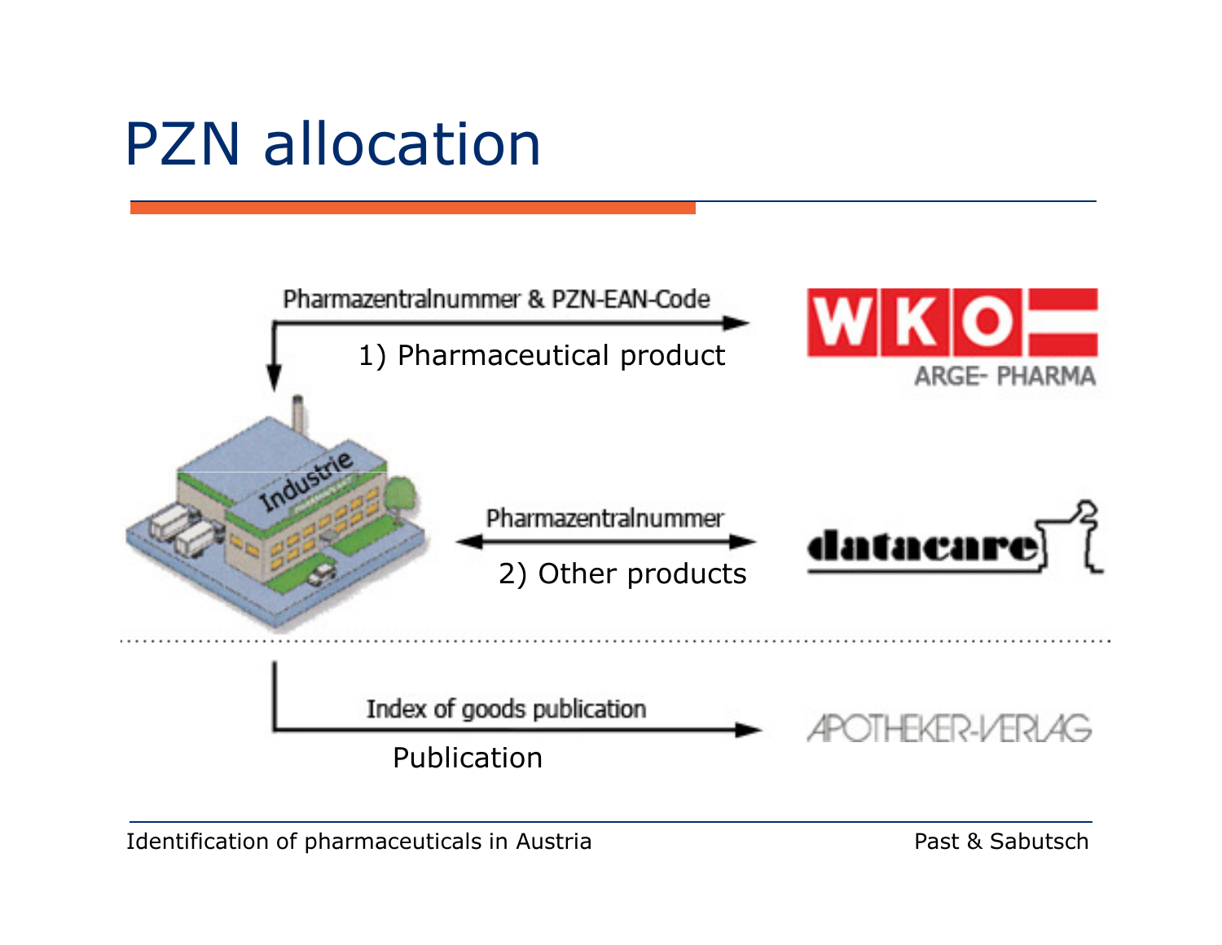# PZN allocation

Pharmazentralnummer & PZN-EAN-Code

1) Pharmaceutical product

WKO ARGE- PHARMA

Industrie

Pharmazentralnummer

2) Other products

datacare

Index of goods publication

Publication

APOTHEKER-VERLAG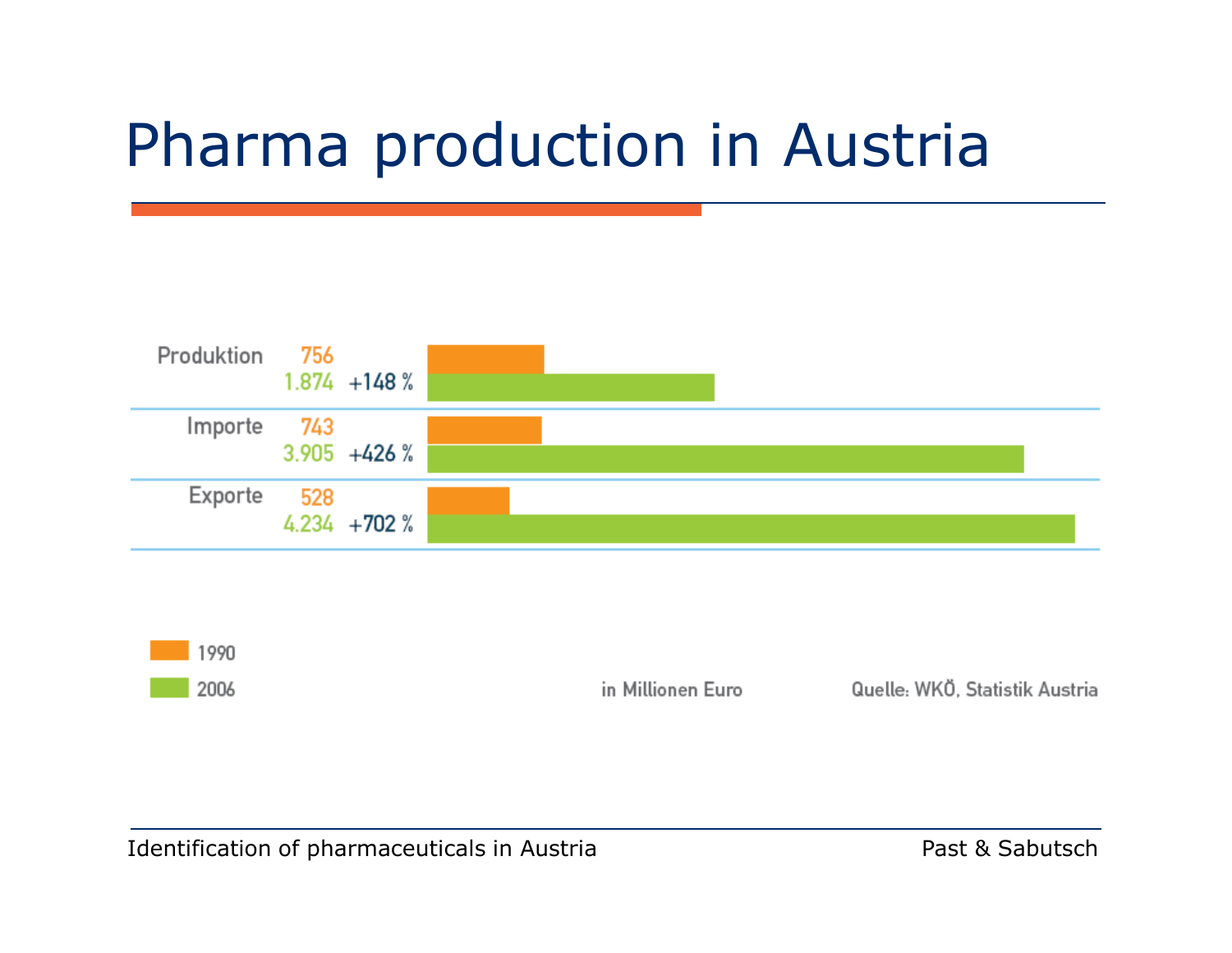# Pharma production in Austria

| | 1990 | 2006 | |
|---|---|---|---|
| Produktion | 756 | 1.874 | +148 % |
| Importe | 743 | 3.905 | +426 % |
| Exporte | 528 | 4.234 | +702 % |

1990

2006

in Millionen Euro

Quelle: WKÖ, Statistik Austria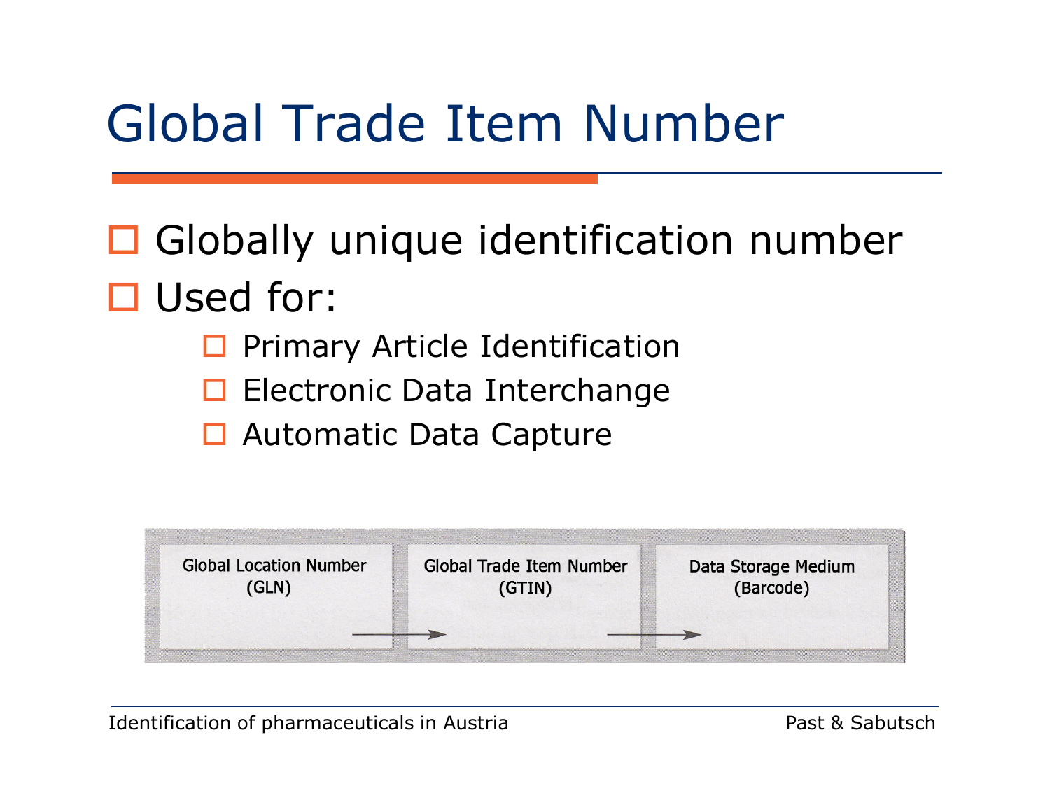# Global Trade Item Number

- Globally unique identification number
- Used for:
  - Primary Article Identification
  - Electronic Data Interchange
  - Automatic Data Capture

Global Location Number (GLN) → Global Trade Item Number (GTIN) → Data Storage Medium (Barcode)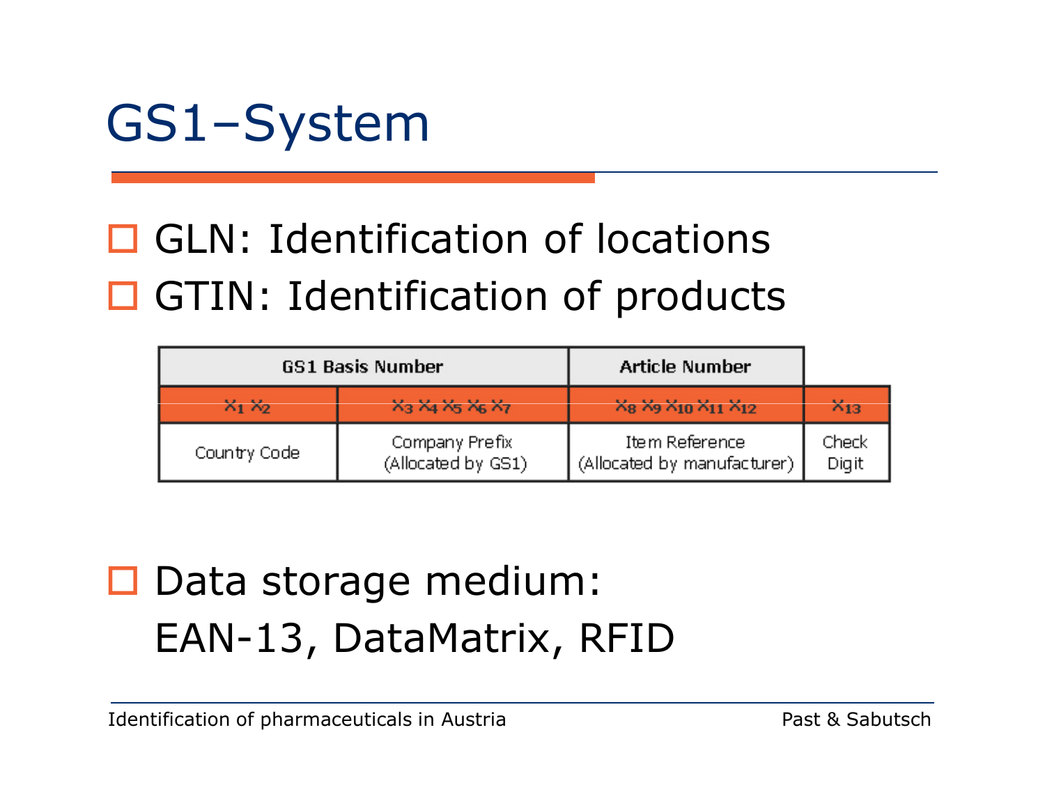# GS1–System

- GLN: Identification of locations
- GTIN: Identification of products

| GS1 Basis Number | | Article Number | |
|---|---|---|---|
| $X_1$ $X_2$ | $X_3$ $X_4$ $X_5$ $X_6$ $X_7$ | $X_8$ $X_9$ $X_{10}$ $X_{11}$ $X_{12}$ | $X_{13}$ |
| Country Code | Company Prefix (Allocated by GS1) | Item Reference (Allocated by manufacturer) | Check Digit |

- Data storage medium:
  EAN-13, DataMatrix, RFID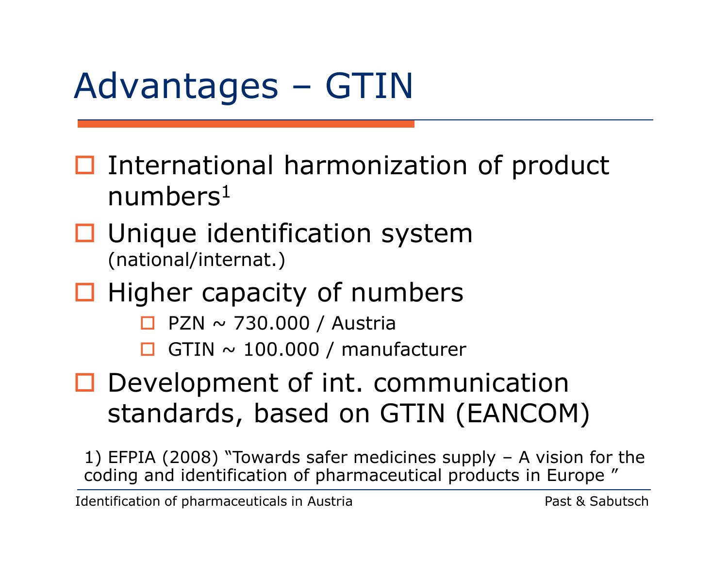# Advantages – GTIN

- International harmonization of product numbers[1]
- Unique identification system (national/internat.)
- Higher capacity of numbers
  - PZN ~ 730.000 / Austria
  - GTIN ~ 100.000 / manufacturer
- Development of int. communication standards, based on GTIN (EANCOM)

1) EFPIA (2008) "Towards safer medicines supply – A vision for the coding and identification of pharmaceutical products in Europe "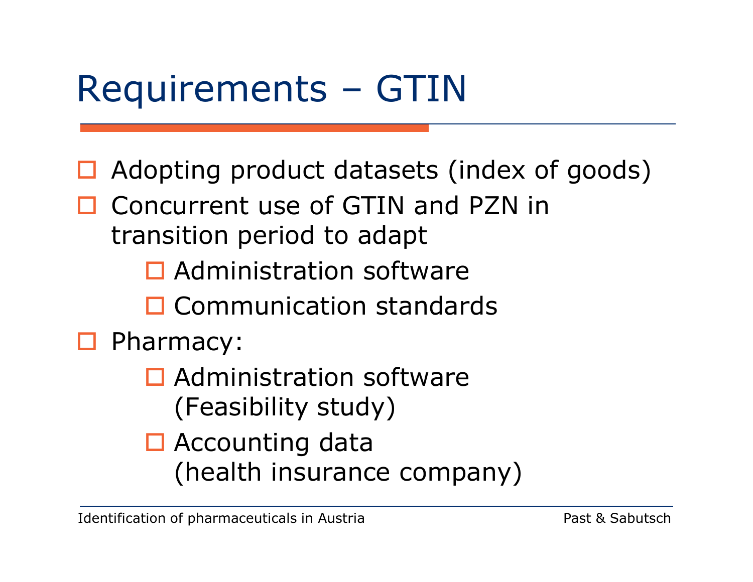# Requirements – GTIN

- Adopting product datasets (index of goods)
- Concurrent use of GTIN and PZN in transition period to adapt
  - Administration software
  - Communication standards
- Pharmacy:
  - Administration software (Feasibility study)
  - Accounting data (health insurance company)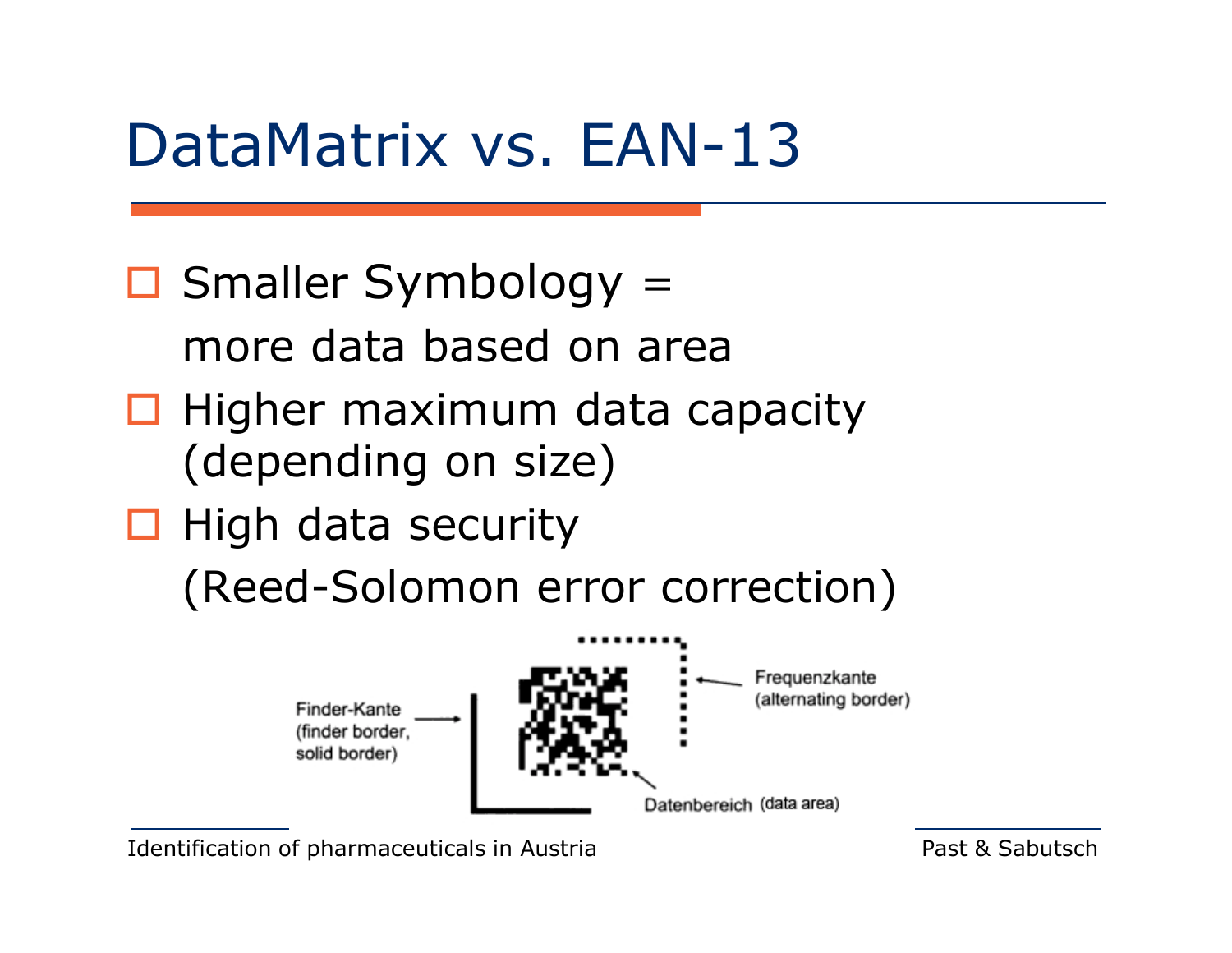# DataMatrix vs. EAN-13

- Smaller Symbology = more data based on area
- Higher maximum data capacity (depending on size)
- High data security (Reed-Solomon error correction)

Finder-Kante (finder border, solid border)

Frequenzkante (alternating border)

Datenbereich (data area)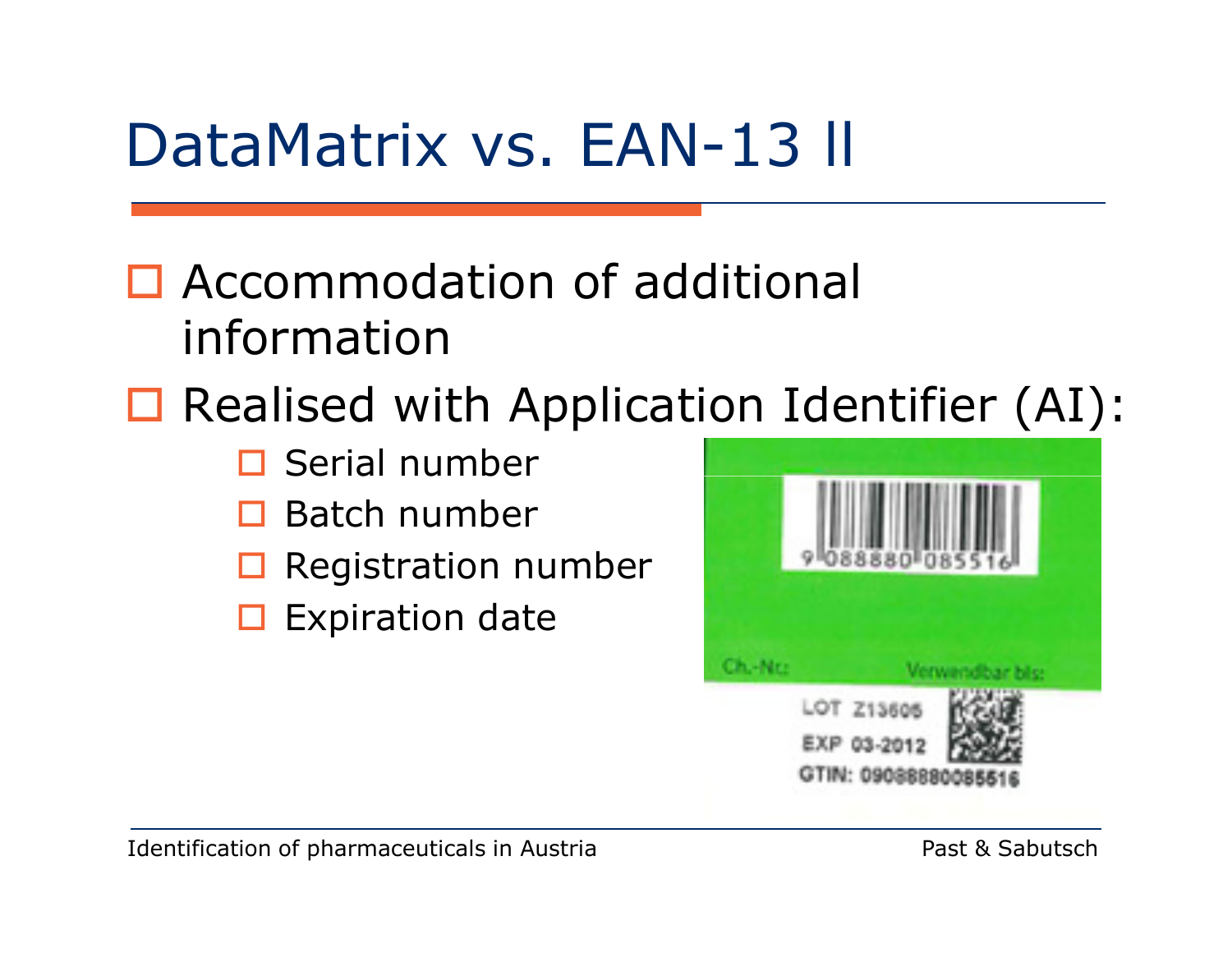# DataMatrix vs. EAN-13 II

- Accommodation of additional information
- Realised with Application Identifier (AI):
  - Serial number
  - Batch number
  - Registration number
  - Expiration date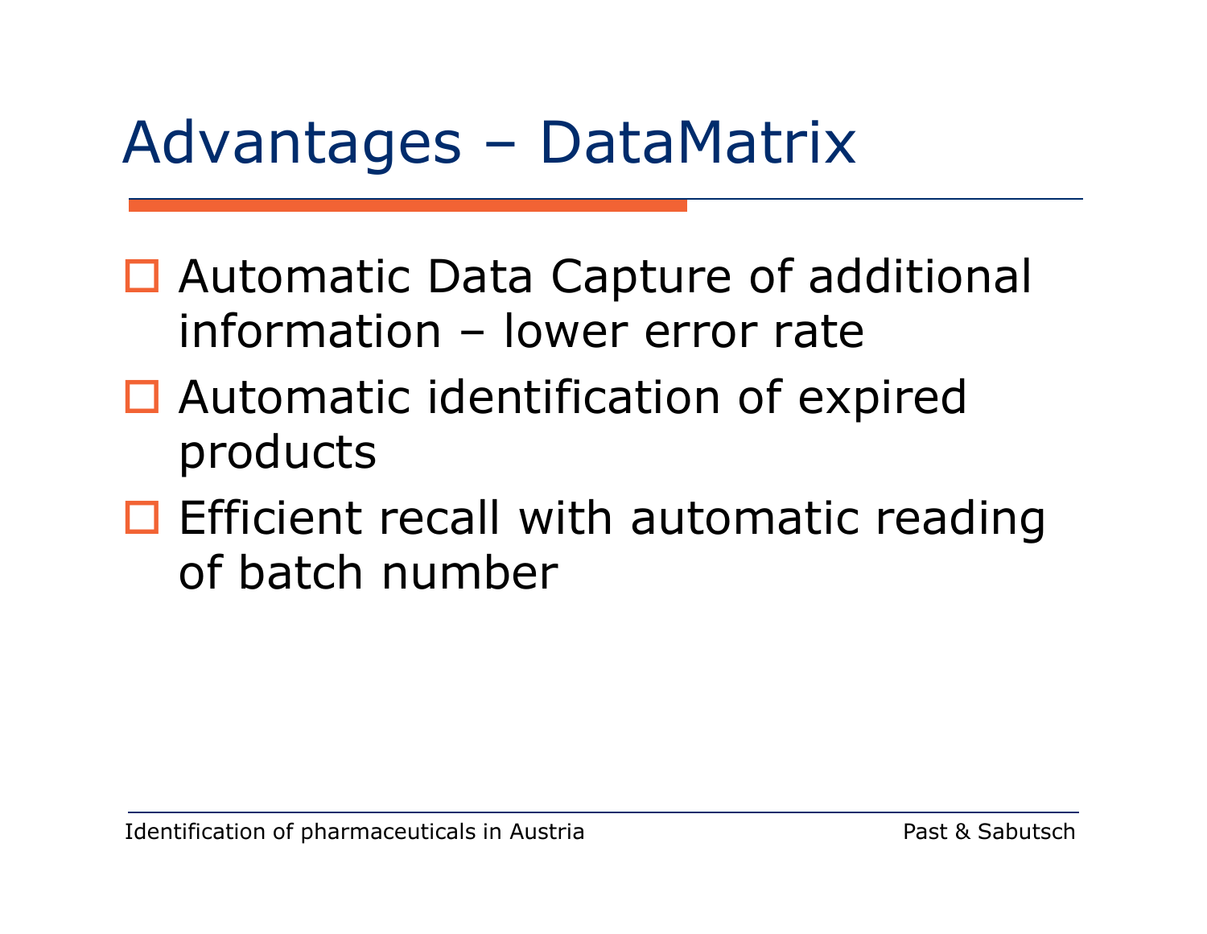# Advantages – DataMatrix

- Automatic Data Capture of additional information – lower error rate
- Automatic identification of expired products
- Efficient recall with automatic reading of batch number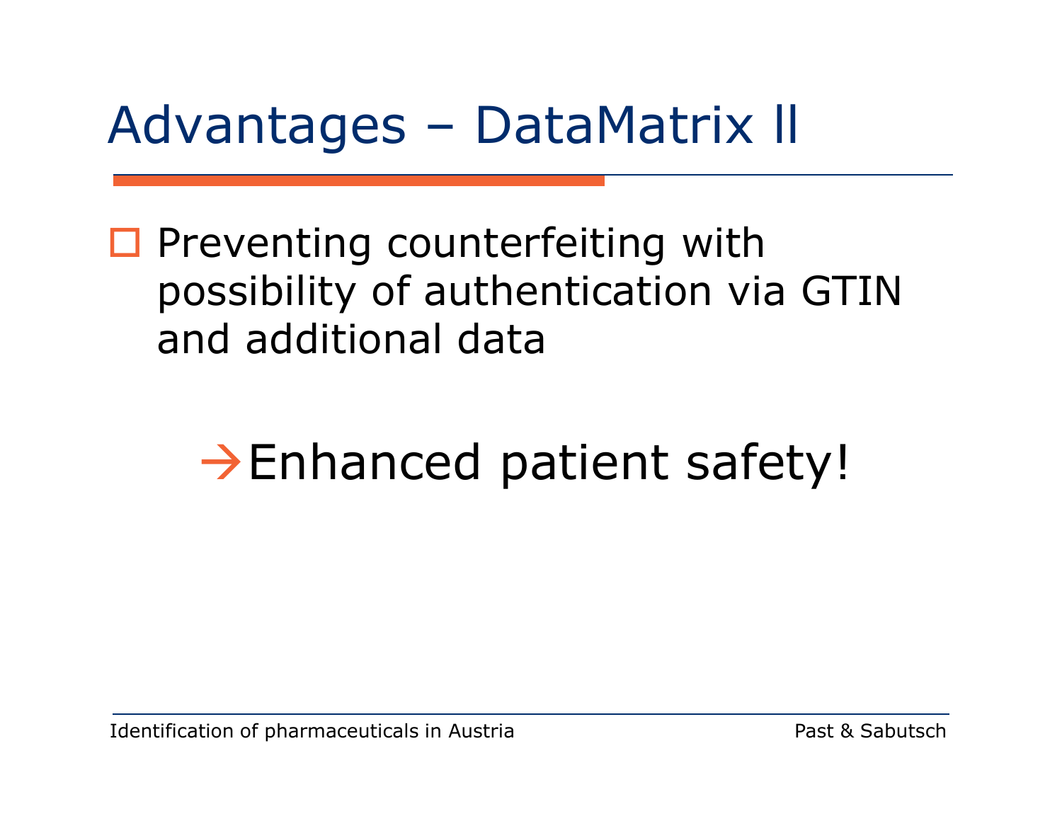# Advantages – DataMatrix II

- Preventing counterfeiting with possibility of authentication via GTIN and additional data

→Enhanced patient safety!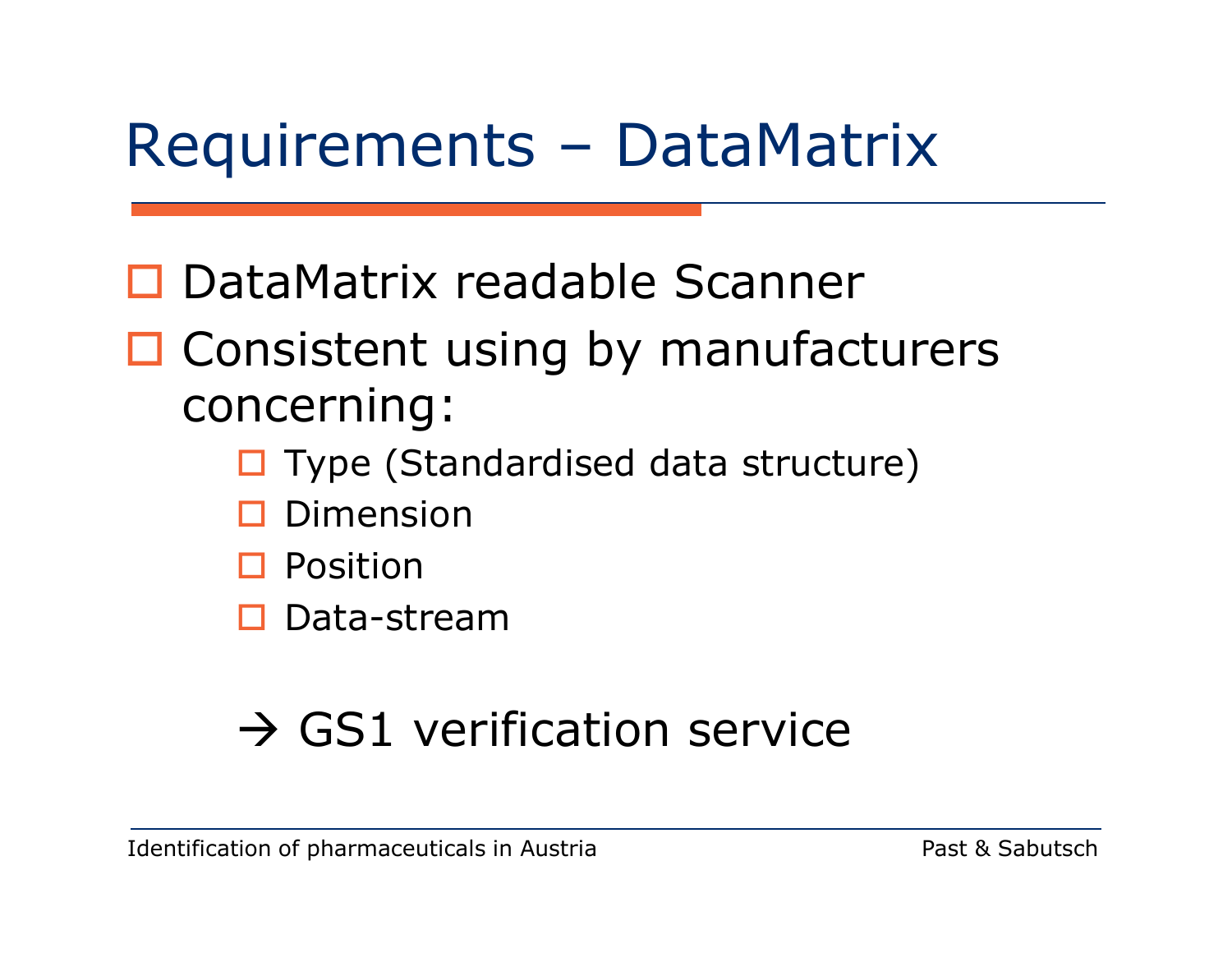# Requirements – DataMatrix

- DataMatrix readable Scanner
- Consistent using by manufacturers concerning:
  - Type (Standardised data structure)
  - Dimension
  - Position
  - Data-stream

→ GS1 verification service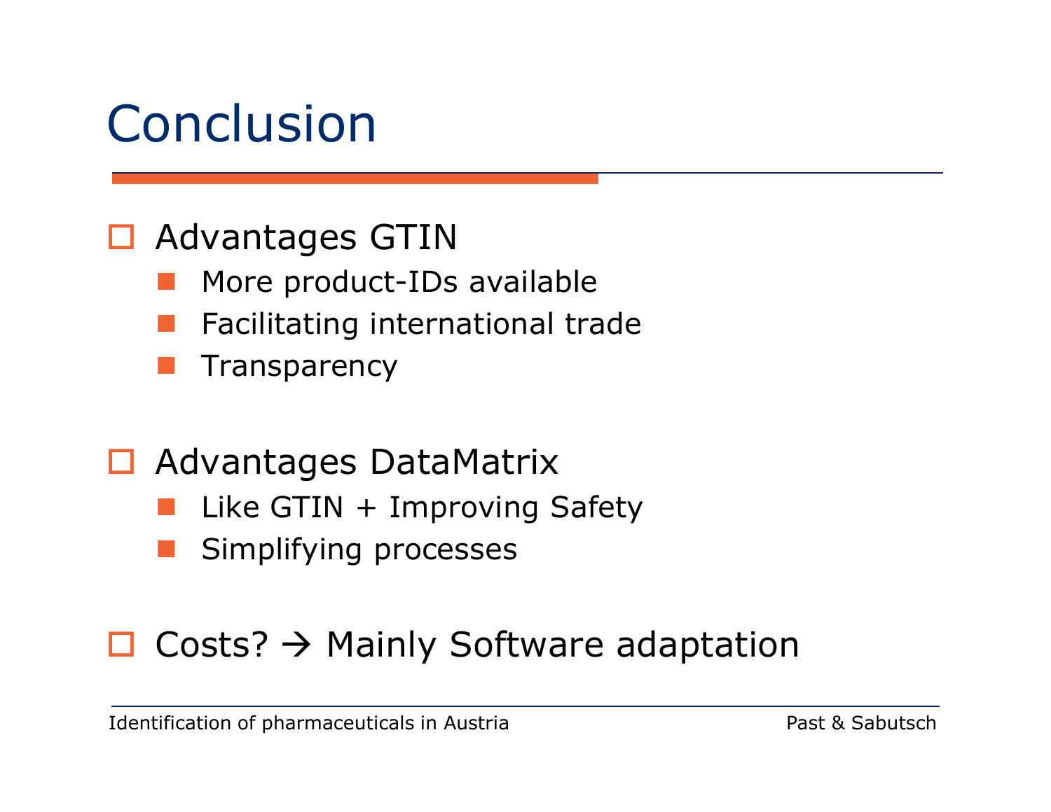# Conclusion

- Advantages GTIN
  - More product-IDs available
  - Facilitating international trade
  - Transparency

- Advantages DataMatrix
  - Like GTIN + Improving Safety
  - Simplifying processes

- Costs? → Mainly Software adaptation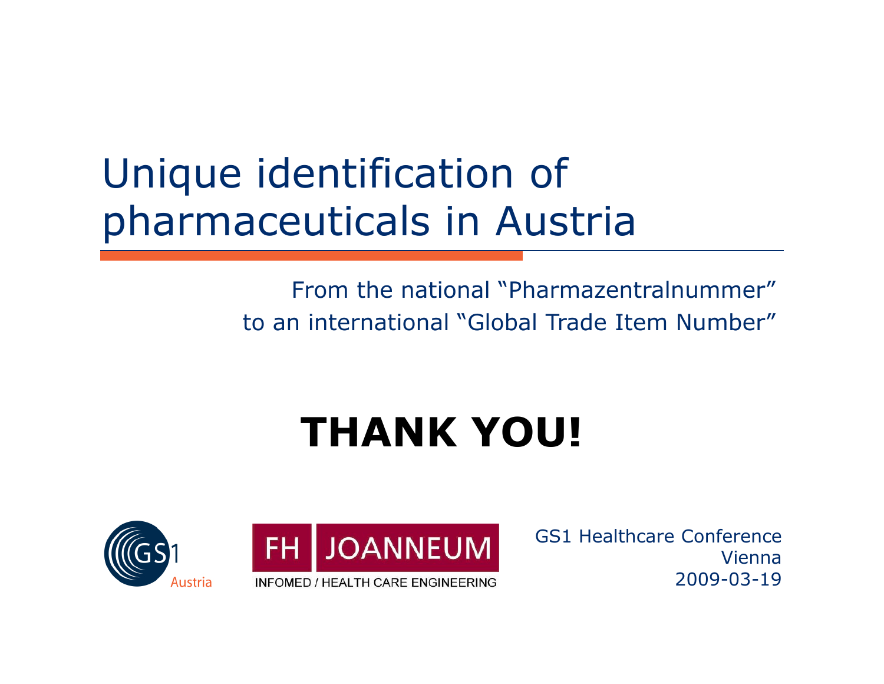# Unique identification of pharmaceuticals in Austria

From the national "Pharmazentralnummer"
to an international "Global Trade Item Number"

## THANK YOU!

GS1 Austria

FH JOANNEUM
INFOMED / HEALTH CARE ENGINEERING

GS1 Healthcare Conference
Vienna
2009-03-19